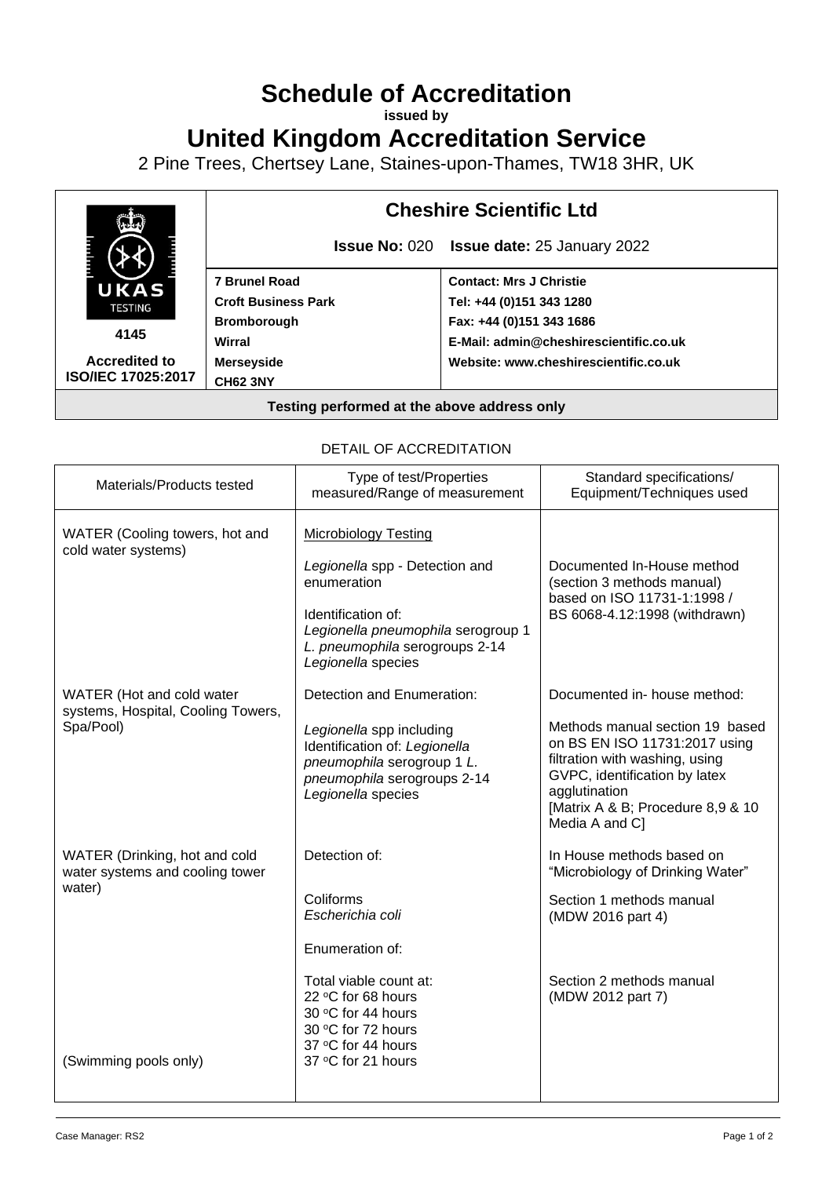# Schedule of Accreditation

**issued by**

# United Kingdom Accreditation Service

2 Pine Trees, Chertsey Lane, Staines-upon-Thames, TW18 3HR, UK

| UKAS TESTING 4145 Accredited to ISO/IEC 17025:2017 | **Cheshire Scientific Ltd** | |
|---|---|---|
| | **Issue No:** 020 **Issue date:** 25 January 2022 | |
| | **7 Brunel Road**<br>**Croft Business Park**<br>**Bromborough**<br>**Wirral**<br>**Merseyside**<br>**CH62 3NY** | **Contact: Mrs J Christie**<br>**Tel: +44 (0)151 343 1280**<br>**Fax: +44 (0)151 343 1686**<br>**E-Mail: admin@cheshirescientific.co.uk**<br>**Website: www.cheshirescientific.co.uk** |

**Testing performed at the above address only**

DETAIL OF ACCREDITATION

| Materials/Products tested | Type of test/Properties measured/Range of measurement | Standard specifications/ Equipment/Techniques used |
|---|---|---|
| WATER (Cooling towers, hot and cold water systems) | Microbiology Testing<br><br>*Legionella* spp - Detection and enumeration<br><br>Identification of:<br>*Legionella pneumophila* serogroup 1<br>*L. pneumophila* serogroups 2-14<br>*Legionella* species | Documented In-House method (section 3 methods manual) based on ISO 11731-1:1998 / BS 6068-4.12:1998 (withdrawn) |
| WATER (Hot and cold water systems, Hospital, Cooling Towers, Spa/Pool) | Detection and Enumeration:<br><br>*Legionella* spp including Identification of: *Legionella pneumophila* serogroup 1 *L. pneumophila* serogroups 2-14 *Legionella* species | Documented in- house method:<br><br>Methods manual section 19 based on BS EN ISO 11731:2017 using filtration with washing, using GVPC, identification by latex agglutination [Matrix A & B; Procedure 8,9 & 10 Media A and C] |
| WATER (Drinking, hot and cold water systems and cooling tower water) | Detection of:<br><br>Coliforms<br>*Escherichia coli* | In House methods based on "Microbiology of Drinking Water"<br><br>Section 1 methods manual (MDW 2016 part 4) |
| | Enumeration of:<br><br>Total viable count at:<br>22 °C for 68 hours<br>30 °C for 44 hours<br>30 °C for 72 hours<br>37 °C for 44 hours | Section 2 methods manual (MDW 2012 part 7) |
| (Swimming pools only) | 37 °C for 21 hours | |

Case Manager: RS2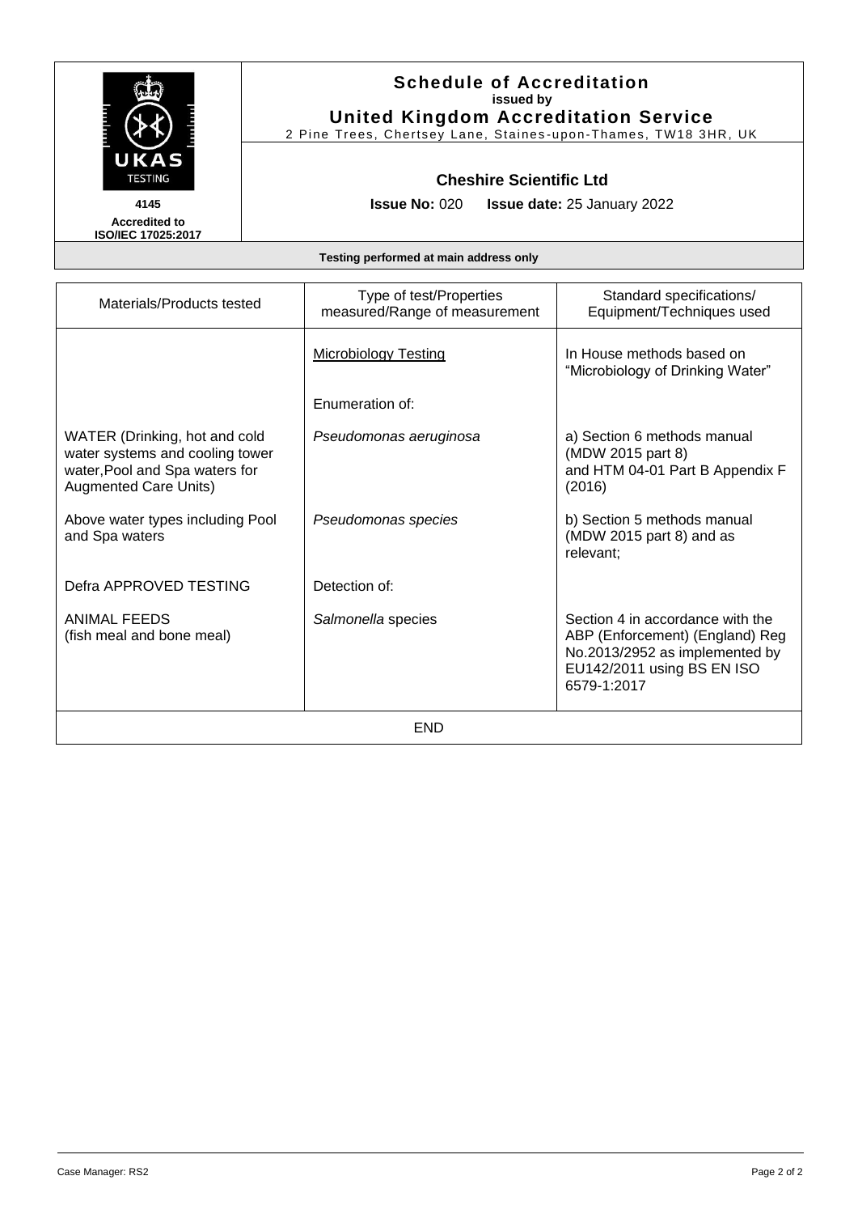**Schedule of Accreditation**
**issued by**
**United Kingdom Accreditation Service**
2 Pine Trees, Chertsey Lane, Staines-upon-Thames, TW18 3HR, UK

UKAS TESTING
**4145**
**Accredited to ISO/IEC 17025:2017**

**Cheshire Scientific Ltd**

**Issue No:** 020 **Issue date:** 25 January 2022

**Testing performed at main address only**

| Materials/Products tested | Type of test/Properties measured/Range of measurement | Standard specifications/ Equipment/Techniques used |
|---|---|---|
| | Microbiology Testing | In House methods based on "Microbiology of Drinking Water" |
| | Enumeration of: | |
| WATER (Drinking, hot and cold water systems and cooling tower water,Pool and Spa waters for Augmented Care Units) | *Pseudomonas aeruginosa* | a) Section 6 methods manual (MDW 2015 part 8) and HTM 04-01 Part B Appendix F (2016) |
| Above water types including Pool and Spa waters | *Pseudomonas species* | b) Section 5 methods manual (MDW 2015 part 8) and as relevant; |
| Defra APPROVED TESTING | Detection of: | |
| ANIMAL FEEDS (fish meal and bone meal) | *Salmonella* species | Section 4 in accordance with the ABP (Enforcement) (England) Reg No.2013/2952 as implemented by EU142/2011 using BS EN ISO 6579-1:2017 |

END

Case Manager: RS2